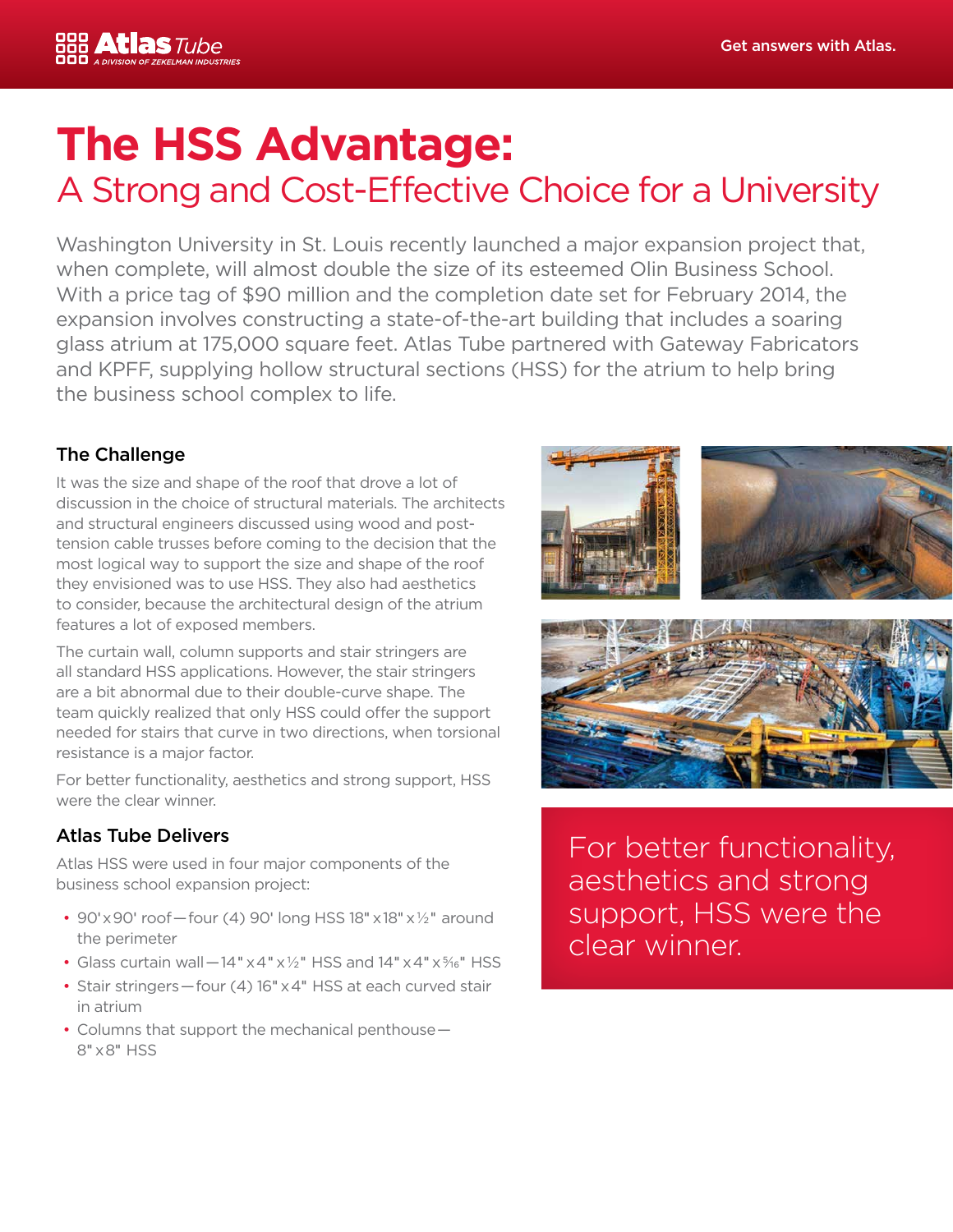# The HSS Advantage:

## A Strong and Cost-Effective Choice for a University

Washington University in St. Louis recently launched a major expansion project that, when complete, will almost double the size of its esteemed Olin Business School. With a price tag of $90 million and the completion date set for February 2014, the expansion involves constructing a state-of-the-art building that includes a soaring glass atrium at 175,000 square feet. Atlas Tube partnered with Gateway Fabricators and KPFF, supplying hollow structural sections (HSS) for the atrium to help bring the business school complex to life.

### The Challenge

It was the size and shape of the roof that drove a lot of discussion in the choice of structural materials. The architects and structural engineers discussed using wood and post-tension cable trusses before coming to the decision that the most logical way to support the size and shape of the roof they envisioned was to use HSS. They also had aesthetics to consider, because the architectural design of the atrium features a lot of exposed members.

The curtain wall, column supports and stair stringers are all standard HSS applications. However, the stair stringers are a bit abnormal due to their double-curve shape. The team quickly realized that only HSS could offer the support needed for stairs that curve in two directions, when torsional resistance is a major factor.

For better functionality, aesthetics and strong support, HSS were the clear winner.

### Atlas Tube Delivers

Atlas HSS were used in four major components of the business school expansion project:

- 90' x 90' roof—four (4) 90' long HSS 18" x 18" x ½" around the perimeter
- Glass curtain wall—14" x 4" x ½" HSS and 14" x 4" x 5⁄16" HSS
- Stair stringers—four (4) 16" x 4" HSS at each curved stair in atrium
- Columns that support the mechanical penthouse—8" x 8" HSS

For better functionality, aesthetics and strong support, HSS were the clear winner.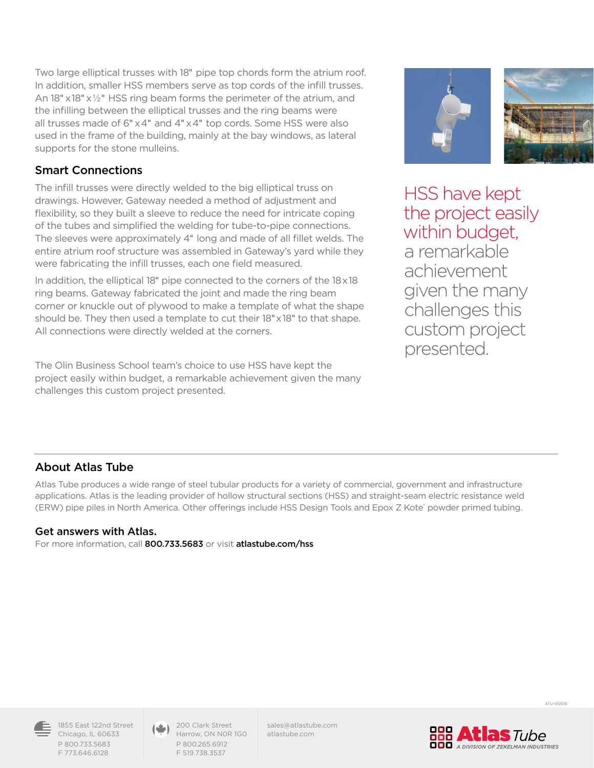Two large elliptical trusses with 18" pipe top chords form the atrium roof. In addition, smaller HSS members serve as top cords of the infill trusses. An 18" x 18" x ½" HSS ring beam forms the perimeter of the atrium, and the infilling between the elliptical trusses and the ring beams were all trusses made of 6" x 4" and 4" x 4" top cords. Some HSS were also used in the frame of the building, mainly at the bay windows, as lateral supports for the stone mulleins.

## Smart Connections

The infill trusses were directly welded to the big elliptical truss on drawings. However, Gateway needed a method of adjustment and flexibility, so they built a sleeve to reduce the need for intricate coping of the tubes and simplified the welding for tube-to-pipe connections. The sleeves were approximately 4" long and made of all fillet welds. The entire atrium roof structure was assembled in Gateway's yard while they were fabricating the infill trusses, each one field measured.

In addition, the elliptical 18" pipe connected to the corners of the 18 x 18 ring beams. Gateway fabricated the joint and made the ring beam corner or knuckle out of plywood to make a template of what the shape should be. They then used a template to cut their 18" x 18" to that shape. All connections were directly welded at the corners.

The Olin Business School team's choice to use HSS have kept the project easily within budget, a remarkable achievement given the many challenges this custom project presented.

HSS have kept the project easily within budget, a remarkable achievement given the many challenges this custom project presented.

## About Atlas Tube

Atlas Tube produces a wide range of steel tubular products for a variety of commercial, government and infrastructure applications. Atlas is the leading provider of hollow structural sections (HSS) and straight-seam electric resistance weld (ERW) pipe piles in North America. Other offerings include HSS Design Tools and Epox Z Kote® powder primed tubing.

## Get answers with Atlas.

For more information, call **800.733.5683** or visit **atlastube.com/hss**

ATU-051516

1855 East 122nd Street
Chicago, IL 60633
P 800.733.5683
F 773.646.6128

200 Clark Street
Harrow, ON N0R 1G0
P 800.265.6912
F 519.738.3537

sales@atlastube.com
atlastube.com

Atlas Tube
A DIVISION OF ZEKELMAN INDUSTRIES